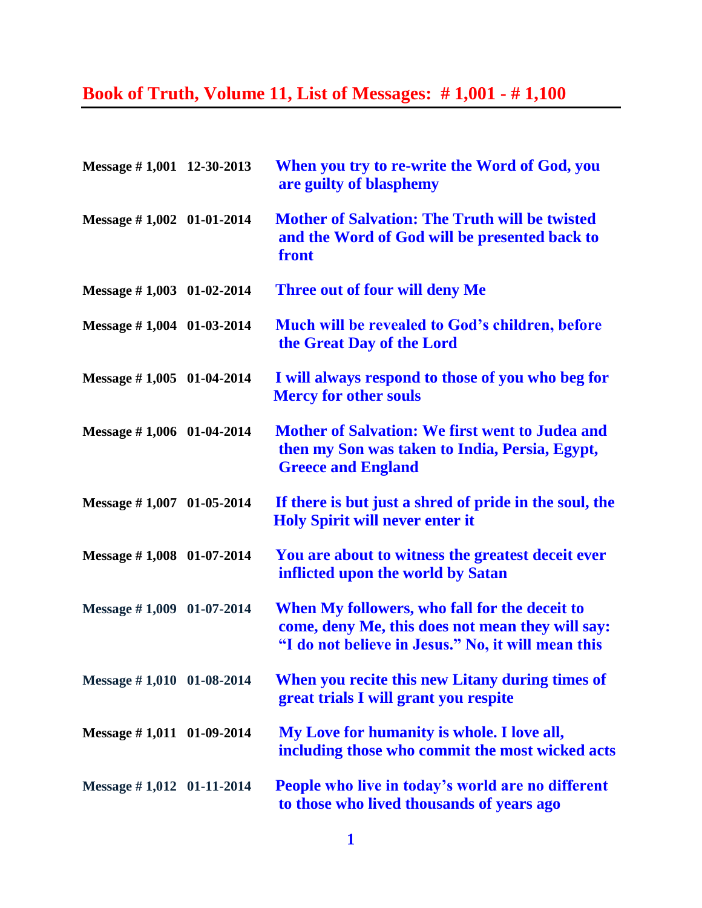# Book of Truth, Volume 11, List of Messages: # 1,001 - # 1,100

| | | |
|---|---|---|
| Message # 1,001 | 12-30-2013 | When you try to re-write the Word of God, you are guilty of blasphemy |
| Message # 1,002 | 01-01-2014 | Mother of Salvation: The Truth will be twisted and the Word of God will be presented back to front |
| Message # 1,003 | 01-02-2014 | Three out of four will deny Me |
| Message # 1,004 | 01-03-2014 | Much will be revealed to God's children, before the Great Day of the Lord |
| Message # 1,005 | 01-04-2014 | I will always respond to those of you who beg for Mercy for other souls |
| Message # 1,006 | 01-04-2014 | Mother of Salvation: We first went to Judea and then my Son was taken to India, Persia, Egypt, Greece and England |
| Message # 1,007 | 01-05-2014 | If there is but just a shred of pride in the soul, the Holy Spirit will never enter it |
| Message # 1,008 | 01-07-2014 | You are about to witness the greatest deceit ever inflicted upon the world by Satan |
| Message # 1,009 | 01-07-2014 | When My followers, who fall for the deceit to come, deny Me, this does not mean they will say: "I do not believe in Jesus." No, it will mean this |
| Message # 1,010 | 01-08-2014 | When you recite this new Litany during times of great trials I will grant you respite |
| Message # 1,011 | 01-09-2014 | My Love for humanity is whole. I love all, including those who commit the most wicked acts |
| Message # 1,012 | 01-11-2014 | People who live in today's world are no different to those who lived thousands of years ago |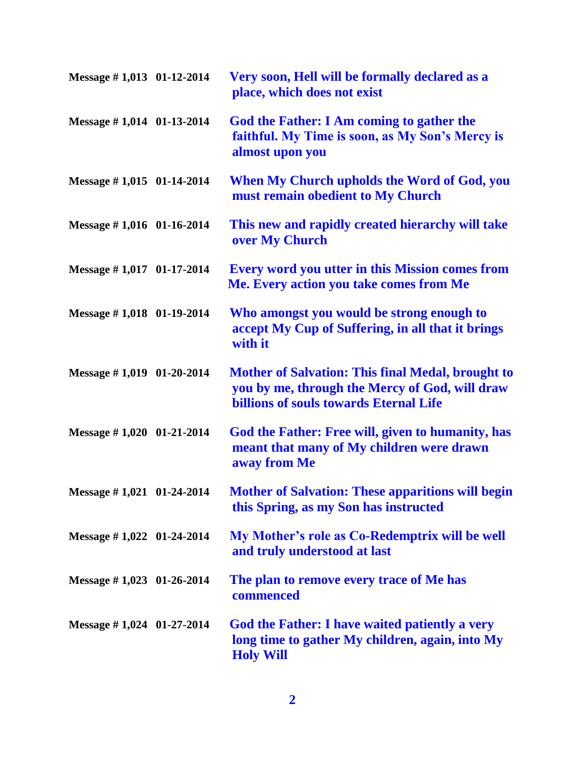| | | |
|---|---|---|
| **Message # 1,013** | **01-12-2014** | **Very soon, Hell will be formally declared as a place, which does not exist** |
| **Message # 1,014** | **01-13-2014** | **God the Father: I Am coming to gather the faithful. My Time is soon, as My Son's Mercy is almost upon you** |
| **Message # 1,015** | **01-14-2014** | **When My Church upholds the Word of God, you must remain obedient to My Church** |
| **Message # 1,016** | **01-16-2014** | **This new and rapidly created hierarchy will take over My Church** |
| **Message # 1,017** | **01-17-2014** | **Every word you utter in this Mission comes from Me. Every action you take comes from Me** |
| **Message # 1,018** | **01-19-2014** | **Who amongst you would be strong enough to accept My Cup of Suffering, in all that it brings with it** |
| **Message # 1,019** | **01-20-2014** | **Mother of Salvation: This final Medal, brought to you by me, through the Mercy of God, will draw billions of souls towards Eternal Life** |
| **Message # 1,020** | **01-21-2014** | **God the Father: Free will, given to humanity, has meant that many of My children were drawn away from Me** |
| **Message # 1,021** | **01-24-2014** | **Mother of Salvation: These apparitions will begin this Spring, as my Son has instructed** |
| **Message # 1,022** | **01-24-2014** | **My Mother's role as Co-Redemptrix will be well and truly understood at last** |
| **Message # 1,023** | **01-26-2014** | **The plan to remove every trace of Me has commenced** |
| **Message # 1,024** | **01-27-2014** | **God the Father: I have waited patiently a very long time to gather My children, again, into My Holy Will** |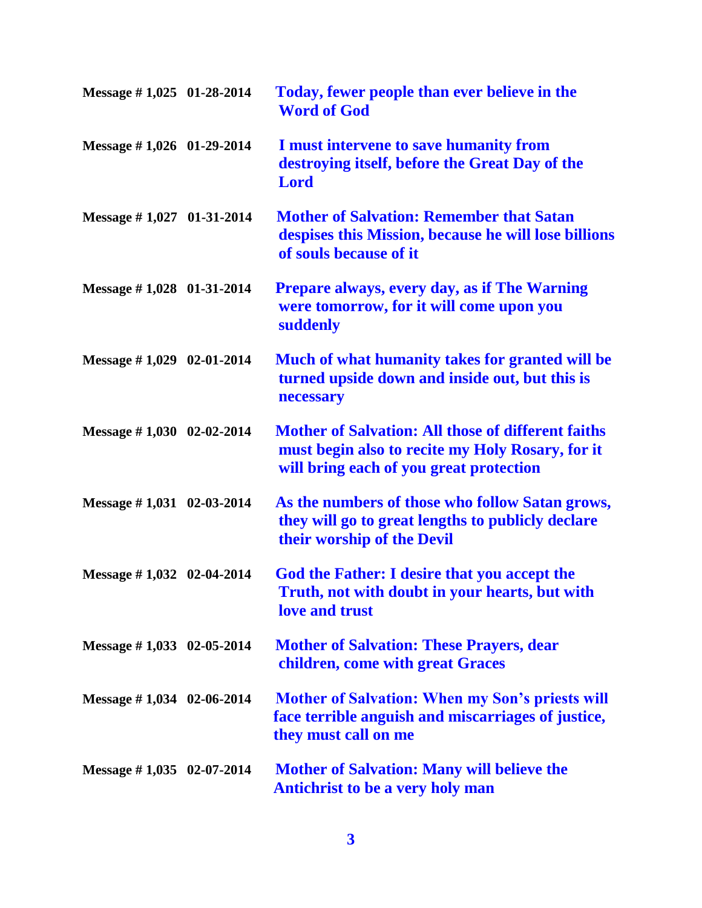| | | |
|---|---|---|
| **Message # 1,025** | **01-28-2014** | **Today, fewer people than ever believe in the Word of God** |
| **Message # 1,026** | **01-29-2014** | **I must intervene to save humanity from destroying itself, before the Great Day of the Lord** |
| **Message # 1,027** | **01-31-2014** | **Mother of Salvation: Remember that Satan despises this Mission, because he will lose billions of souls because of it** |
| **Message # 1,028** | **01-31-2014** | **Prepare always, every day, as if The Warning were tomorrow, for it will come upon you suddenly** |
| **Message # 1,029** | **02-01-2014** | **Much of what humanity takes for granted will be turned upside down and inside out, but this is necessary** |
| **Message # 1,030** | **02-02-2014** | **Mother of Salvation: All those of different faiths must begin also to recite my Holy Rosary, for it will bring each of you great protection** |
| **Message # 1,031** | **02-03-2014** | **As the numbers of those who follow Satan grows, they will go to great lengths to publicly declare their worship of the Devil** |
| **Message # 1,032** | **02-04-2014** | **God the Father: I desire that you accept the Truth, not with doubt in your hearts, but with love and trust** |
| **Message # 1,033** | **02-05-2014** | **Mother of Salvation: These Prayers, dear children, come with great Graces** |
| **Message # 1,034** | **02-06-2014** | **Mother of Salvation: When my Son's priests will face terrible anguish and miscarriages of justice, they must call on me** |
| **Message # 1,035** | **02-07-2014** | **Mother of Salvation: Many will believe the Antichrist to be a very holy man** |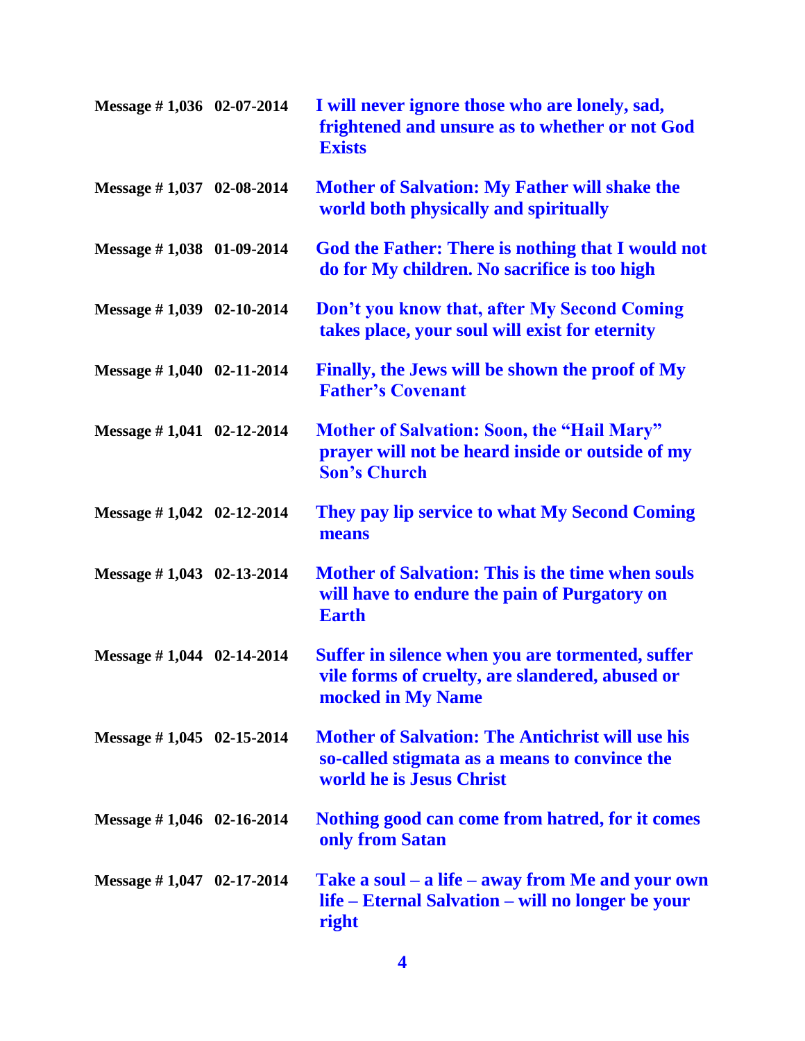| | | |
|---|---|---|
| **Message # 1,036** | **02-07-2014** | **I will never ignore those who are lonely, sad, frightened and unsure as to whether or not God Exists** |
| **Message # 1,037** | **02-08-2014** | **Mother of Salvation: My Father will shake the world both physically and spiritually** |
| **Message # 1,038** | **01-09-2014** | **God the Father: There is nothing that I would not do for My children. No sacrifice is too high** |
| **Message # 1,039** | **02-10-2014** | **Don't you know that, after My Second Coming takes place, your soul will exist for eternity** |
| **Message # 1,040** | **02-11-2014** | **Finally, the Jews will be shown the proof of My Father's Covenant** |
| **Message # 1,041** | **02-12-2014** | **Mother of Salvation: Soon, the "Hail Mary" prayer will not be heard inside or outside of my Son's Church** |
| **Message # 1,042** | **02-12-2014** | **They pay lip service to what My Second Coming means** |
| **Message # 1,043** | **02-13-2014** | **Mother of Salvation: This is the time when souls will have to endure the pain of Purgatory on Earth** |
| **Message # 1,044** | **02-14-2014** | **Suffer in silence when you are tormented, suffer vile forms of cruelty, are slandered, abused or mocked in My Name** |
| **Message # 1,045** | **02-15-2014** | **Mother of Salvation: The Antichrist will use his so-called stigmata as a means to convince the world he is Jesus Christ** |
| **Message # 1,046** | **02-16-2014** | **Nothing good can come from hatred, for it comes only from Satan** |
| **Message # 1,047** | **02-17-2014** | **Take a soul – a life – away from Me and your own life – Eternal Salvation – will no longer be your right** |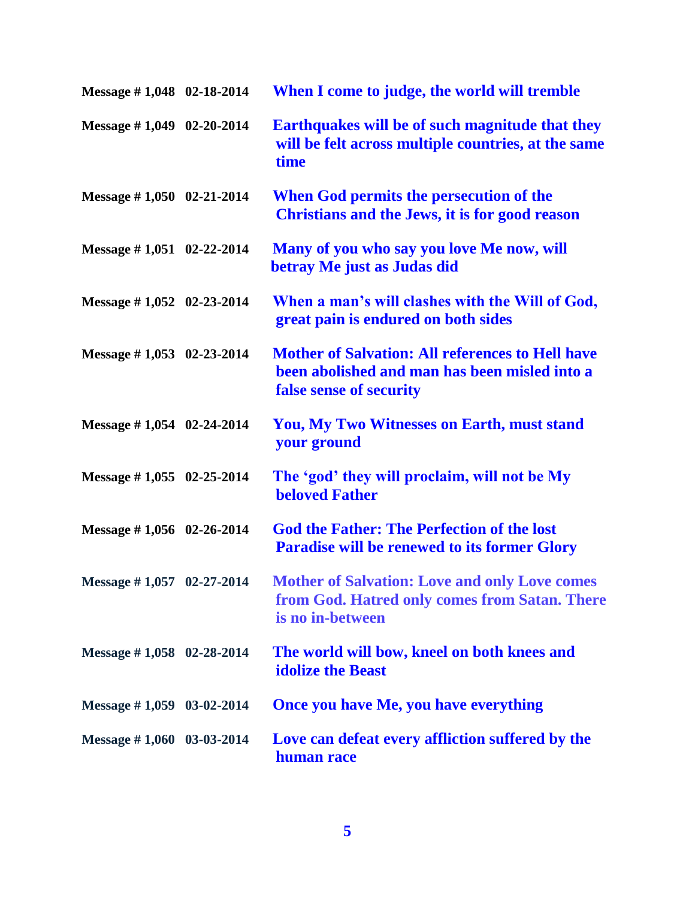| | | |
|---|---|---|
| **Message # 1,048** | **02-18-2014** | **When I come to judge, the world will tremble** |
| **Message # 1,049** | **02-20-2014** | **Earthquakes will be of such magnitude that they will be felt across multiple countries, at the same time** |
| **Message # 1,050** | **02-21-2014** | **When God permits the persecution of the Christians and the Jews, it is for good reason** |
| **Message # 1,051** | **02-22-2014** | **Many of you who say you love Me now, will betray Me just as Judas did** |
| **Message # 1,052** | **02-23-2014** | **When a man's will clashes with the Will of God, great pain is endured on both sides** |
| **Message # 1,053** | **02-23-2014** | **Mother of Salvation: All references to Hell have been abolished and man has been misled into a false sense of security** |
| **Message # 1,054** | **02-24-2014** | **You, My Two Witnesses on Earth, must stand your ground** |
| **Message # 1,055** | **02-25-2014** | **The 'god' they will proclaim, will not be My beloved Father** |
| **Message # 1,056** | **02-26-2014** | **God the Father: The Perfection of the lost Paradise will be renewed to its former Glory** |
| **Message # 1,057** | **02-27-2014** | **Mother of Salvation: Love and only Love comes from God. Hatred only comes from Satan. There is no in-between** |
| **Message # 1,058** | **02-28-2014** | **The world will bow, kneel on both knees and idolize the Beast** |
| **Message # 1,059** | **03-02-2014** | **Once you have Me, you have everything** |
| **Message # 1,060** | **03-03-2014** | **Love can defeat every affliction suffered by the human race** |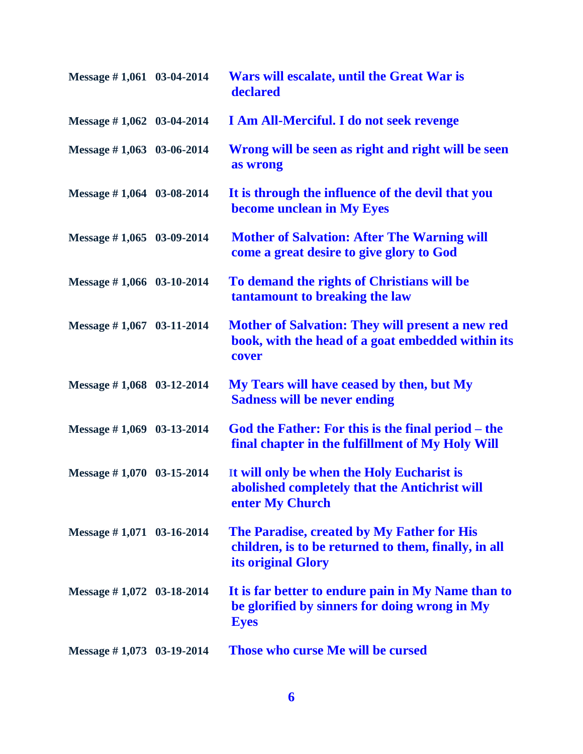| | | |
|---|---|---|
| **Message # 1,061** | **03-04-2014** | **Wars will escalate, until the Great War is declared** |
| **Message # 1,062** | **03-04-2014** | **I Am All-Merciful. I do not seek revenge** |
| **Message # 1,063** | **03-06-2014** | **Wrong will be seen as right and right will be seen as wrong** |
| **Message # 1,064** | **03-08-2014** | **It is through the influence of the devil that you become unclean in My Eyes** |
| **Message # 1,065** | **03-09-2014** | **Mother of Salvation: After The Warning will come a great desire to give glory to God** |
| **Message # 1,066** | **03-10-2014** | **To demand the rights of Christians will be tantamount to breaking the law** |
| **Message # 1,067** | **03-11-2014** | **Mother of Salvation: They will present a new red book, with the head of a goat embedded within its cover** |
| **Message # 1,068** | **03-12-2014** | **My Tears will have ceased by then, but My Sadness will be never ending** |
| **Message # 1,069** | **03-13-2014** | **God the Father: For this is the final period – the final chapter in the fulfillment of My Holy Will** |
| **Message # 1,070** | **03-15-2014** | **It will only be when the Holy Eucharist is abolished completely that the Antichrist will enter My Church** |
| **Message # 1,071** | **03-16-2014** | **The Paradise, created by My Father for His children, is to be returned to them, finally, in all its original Glory** |
| **Message # 1,072** | **03-18-2014** | **It is far better to endure pain in My Name than to be glorified by sinners for doing wrong in My Eyes** |
| **Message # 1,073** | **03-19-2014** | **Those who curse Me will be cursed** |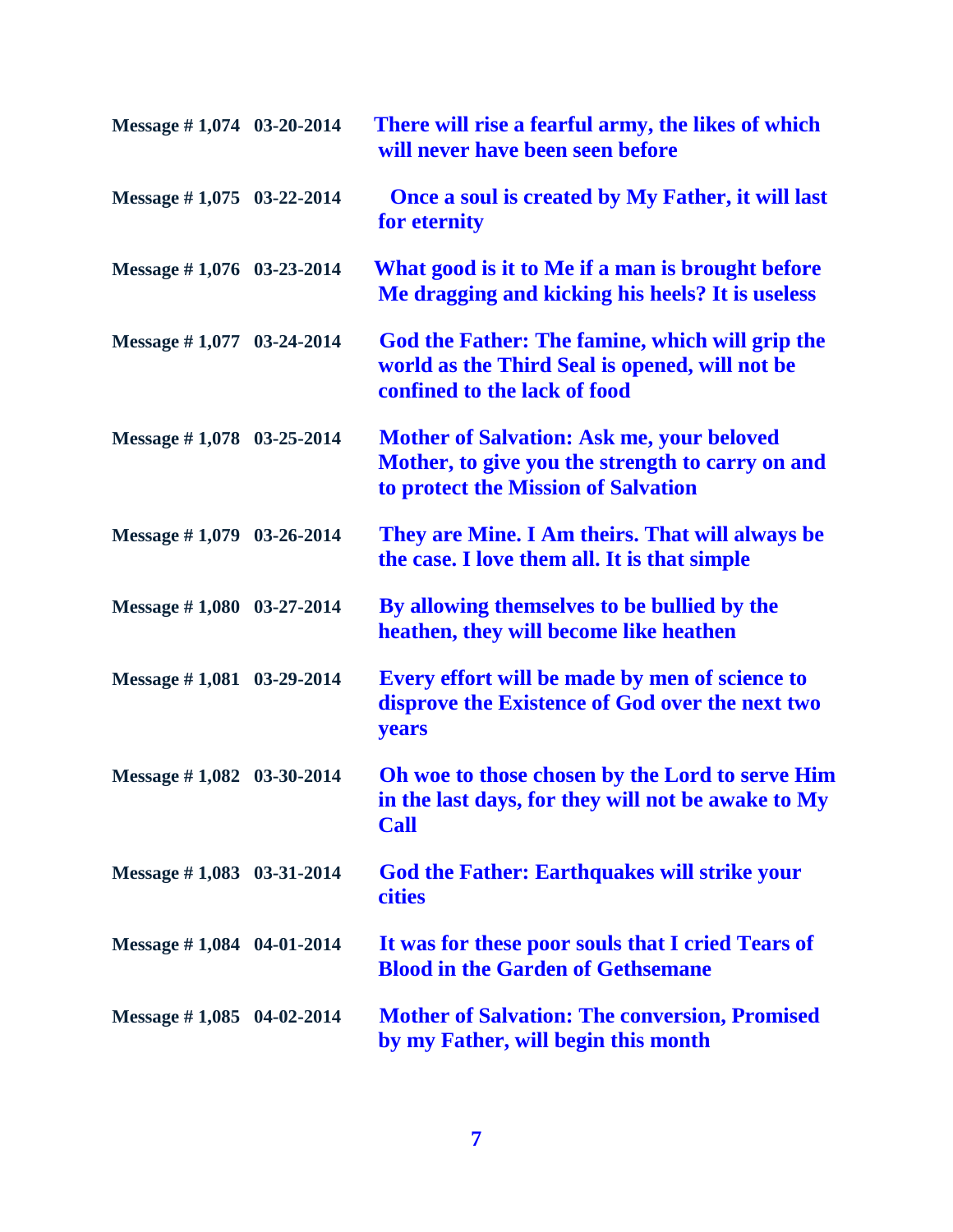| | | |
|---|---|---|
| **Message # 1,074** | **03-20-2014** | **There will rise a fearful army, the likes of which will never have been seen before** |
| **Message # 1,075** | **03-22-2014** | **Once a soul is created by My Father, it will last for eternity** |
| **Message # 1,076** | **03-23-2014** | **What good is it to Me if a man is brought before Me dragging and kicking his heels? It is useless** |
| **Message # 1,077** | **03-24-2014** | **God the Father: The famine, which will grip the world as the Third Seal is opened, will not be confined to the lack of food** |
| **Message # 1,078** | **03-25-2014** | **Mother of Salvation: Ask me, your beloved Mother, to give you the strength to carry on and to protect the Mission of Salvation** |
| **Message # 1,079** | **03-26-2014** | **They are Mine. I Am theirs. That will always be the case. I love them all. It is that simple** |
| **Message # 1,080** | **03-27-2014** | **By allowing themselves to be bullied by the heathen, they will become like heathen** |
| **Message # 1,081** | **03-29-2014** | **Every effort will be made by men of science to disprove the Existence of God over the next two years** |
| **Message # 1,082** | **03-30-2014** | **Oh woe to those chosen by the Lord to serve Him in the last days, for they will not be awake to My Call** |
| **Message # 1,083** | **03-31-2014** | **God the Father: Earthquakes will strike your cities** |
| **Message # 1,084** | **04-01-2014** | **It was for these poor souls that I cried Tears of Blood in the Garden of Gethsemane** |
| **Message # 1,085** | **04-02-2014** | **Mother of Salvation: The conversion, Promised by my Father, will begin this month** |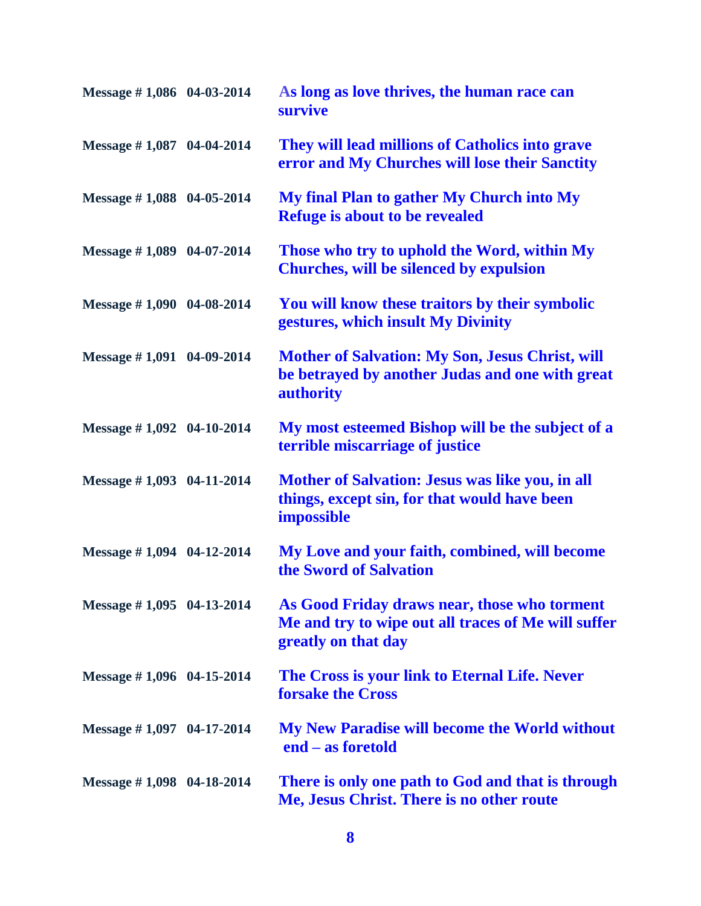| | | |
|---|---|---|
| **Message # 1,086** | **04-03-2014** | **As long as love thrives, the human race can survive** |
| **Message # 1,087** | **04-04-2014** | **They will lead millions of Catholics into grave error and My Churches will lose their Sanctity** |
| **Message # 1,088** | **04-05-2014** | **My final Plan to gather My Church into My Refuge is about to be revealed** |
| **Message # 1,089** | **04-07-2014** | **Those who try to uphold the Word, within My Churches, will be silenced by expulsion** |
| **Message # 1,090** | **04-08-2014** | **You will know these traitors by their symbolic gestures, which insult My Divinity** |
| **Message # 1,091** | **04-09-2014** | **Mother of Salvation: My Son, Jesus Christ, will be betrayed by another Judas and one with great authority** |
| **Message # 1,092** | **04-10-2014** | **My most esteemed Bishop will be the subject of a terrible miscarriage of justice** |
| **Message # 1,093** | **04-11-2014** | **Mother of Salvation: Jesus was like you, in all things, except sin, for that would have been impossible** |
| **Message # 1,094** | **04-12-2014** | **My Love and your faith, combined, will become the Sword of Salvation** |
| **Message # 1,095** | **04-13-2014** | **As Good Friday draws near, those who torment Me and try to wipe out all traces of Me will suffer greatly on that day** |
| **Message # 1,096** | **04-15-2014** | **The Cross is your link to Eternal Life. Never forsake the Cross** |
| **Message # 1,097** | **04-17-2014** | **My New Paradise will become the World without end – as foretold** |
| **Message # 1,098** | **04-18-2014** | **There is only one path to God and that is through Me, Jesus Christ. There is no other route** |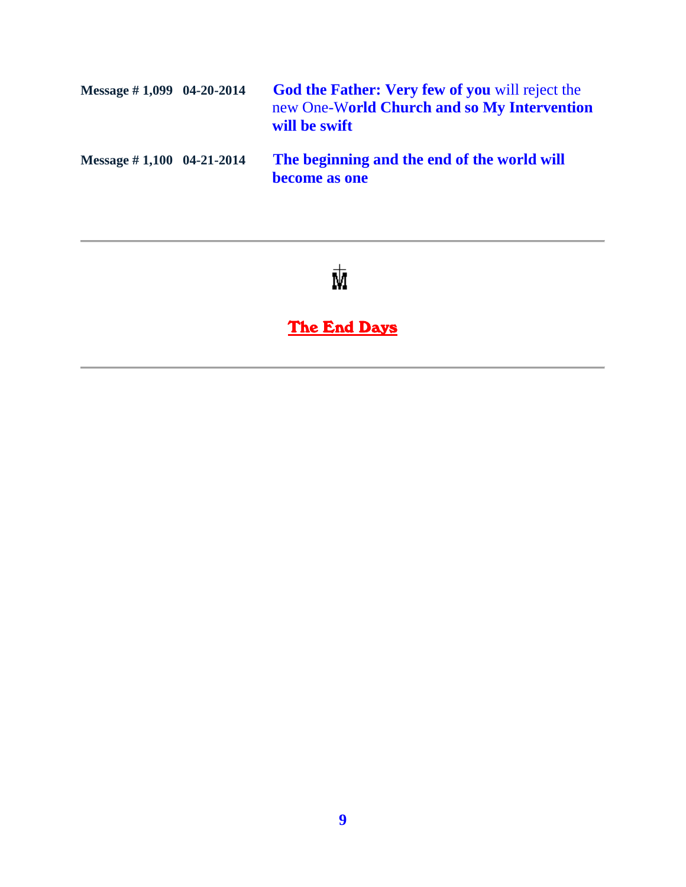**Message # 1,099** **04-20-2014** **God the Father: Very few of you** will reject the new One-W**orld Church and so My Intervention will be swift**

**Message # 1,100** **04-21-2014** **The beginning and the end of the world will become as one**

---

**The End Days**

---